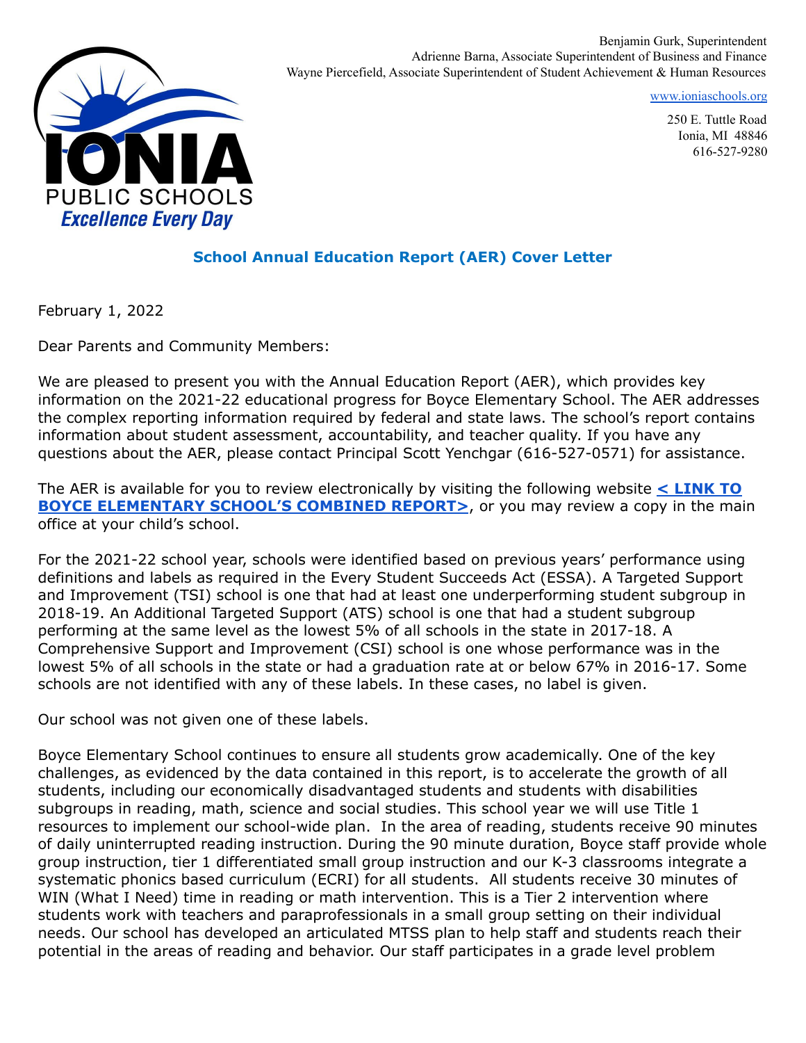IONIA PUBLIC SCHOOLS
*Excellence Every Day*

Benjamin Gurk, Superintendent
Adrienne Barna, Associate Superintendent of Business and Finance
Wayne Piercefield, Associate Superintendent of Student Achievement & Human Resources

www.ioniaschools.org

250 E. Tuttle Road
Ionia, MI 48846
616-527-9280

## School Annual Education Report (AER) Cover Letter

February 1, 2022

Dear Parents and Community Members:

We are pleased to present you with the Annual Education Report (AER), which provides key information on the 2021-22 educational progress for Boyce Elementary School. The AER addresses the complex reporting information required by federal and state laws. The school's report contains information about student assessment, accountability, and teacher quality. If you have any questions about the AER, please contact Principal Scott Yenchgar (616-527-0571) for assistance.

The AER is available for you to review electronically by visiting the following website **< LINK TO BOYCE ELEMENTARY SCHOOL'S COMBINED REPORT>**, or you may review a copy in the main office at your child's school.

For the 2021-22 school year, schools were identified based on previous years' performance using definitions and labels as required in the Every Student Succeeds Act (ESSA). A Targeted Support and Improvement (TSI) school is one that had at least one underperforming student subgroup in 2018-19. An Additional Targeted Support (ATS) school is one that had a student subgroup performing at the same level as the lowest 5% of all schools in the state in 2017-18. A Comprehensive Support and Improvement (CSI) school is one whose performance was in the lowest 5% of all schools in the state or had a graduation rate at or below 67% in 2016-17. Some schools are not identified with any of these labels. In these cases, no label is given.

Our school was not given one of these labels.

Boyce Elementary School continues to ensure all students grow academically. One of the key challenges, as evidenced by the data contained in this report, is to accelerate the growth of all students, including our economically disadvantaged students and students with disabilities subgroups in reading, math, science and social studies. This school year we will use Title 1 resources to implement our school-wide plan. In the area of reading, students receive 90 minutes of daily uninterrupted reading instruction. During the 90 minute duration, Boyce staff provide whole group instruction, tier 1 differentiated small group instruction and our K-3 classrooms integrate a systematic phonics based curriculum (ECRI) for all students. All students receive 30 minutes of WIN (What I Need) time in reading or math intervention. This is a Tier 2 intervention where students work with teachers and paraprofessionals in a small group setting on their individual needs. Our school has developed an articulated MTSS plan to help staff and students reach their potential in the areas of reading and behavior. Our staff participates in a grade level problem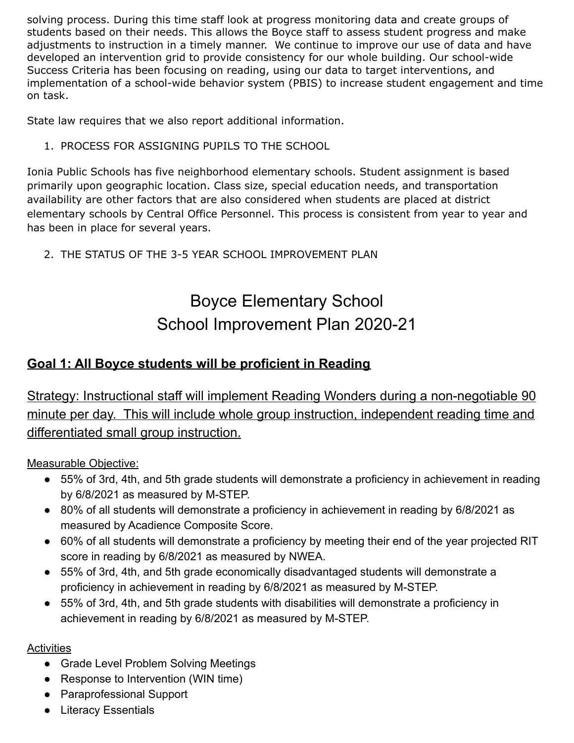solving process. During this time staff look at progress monitoring data and create groups of students based on their needs. This allows the Boyce staff to assess student progress and make adjustments to instruction in a timely manner. We continue to improve our use of data and have developed an intervention grid to provide consistency for our whole building. Our school-wide Success Criteria has been focusing on reading, using our data to target interventions, and implementation of a school-wide behavior system (PBIS) to increase student engagement and time on task.

State law requires that we also report additional information.

1. PROCESS FOR ASSIGNING PUPILS TO THE SCHOOL

Ionia Public Schools has five neighborhood elementary schools. Student assignment is based primarily upon geographic location. Class size, special education needs, and transportation availability are other factors that are also considered when students are placed at district elementary schools by Central Office Personnel. This process is consistent from year to year and has been in place for several years.

2. THE STATUS OF THE 3-5 YEAR SCHOOL IMPROVEMENT PLAN

# Boyce Elementary School
# School Improvement Plan 2020-21

## Goal 1: All Boyce students will be proficient in Reading

### Strategy: Instructional staff will implement Reading Wonders during a non-negotiable 90 minute per day. This will include whole group instruction, independent reading time and differentiated small group instruction.

Measurable Objective:

- 55% of 3rd, 4th, and 5th grade students will demonstrate a proficiency in achievement in reading by 6/8/2021 as measured by M-STEP.
- 80% of all students will demonstrate a proficiency in achievement in reading by 6/8/2021 as measured by Acadience Composite Score.
- 60% of all students will demonstrate a proficiency by meeting their end of the year projected RIT score in reading by 6/8/2021 as measured by NWEA.
- 55% of 3rd, 4th, and 5th grade economically disadvantaged students will demonstrate a proficiency in achievement in reading by 6/8/2021 as measured by M-STEP.
- 55% of 3rd, 4th, and 5th grade students with disabilities will demonstrate a proficiency in achievement in reading by 6/8/2021 as measured by M-STEP.

Activities

- Grade Level Problem Solving Meetings
- Response to Intervention (WIN time)
- Paraprofessional Support
- Literacy Essentials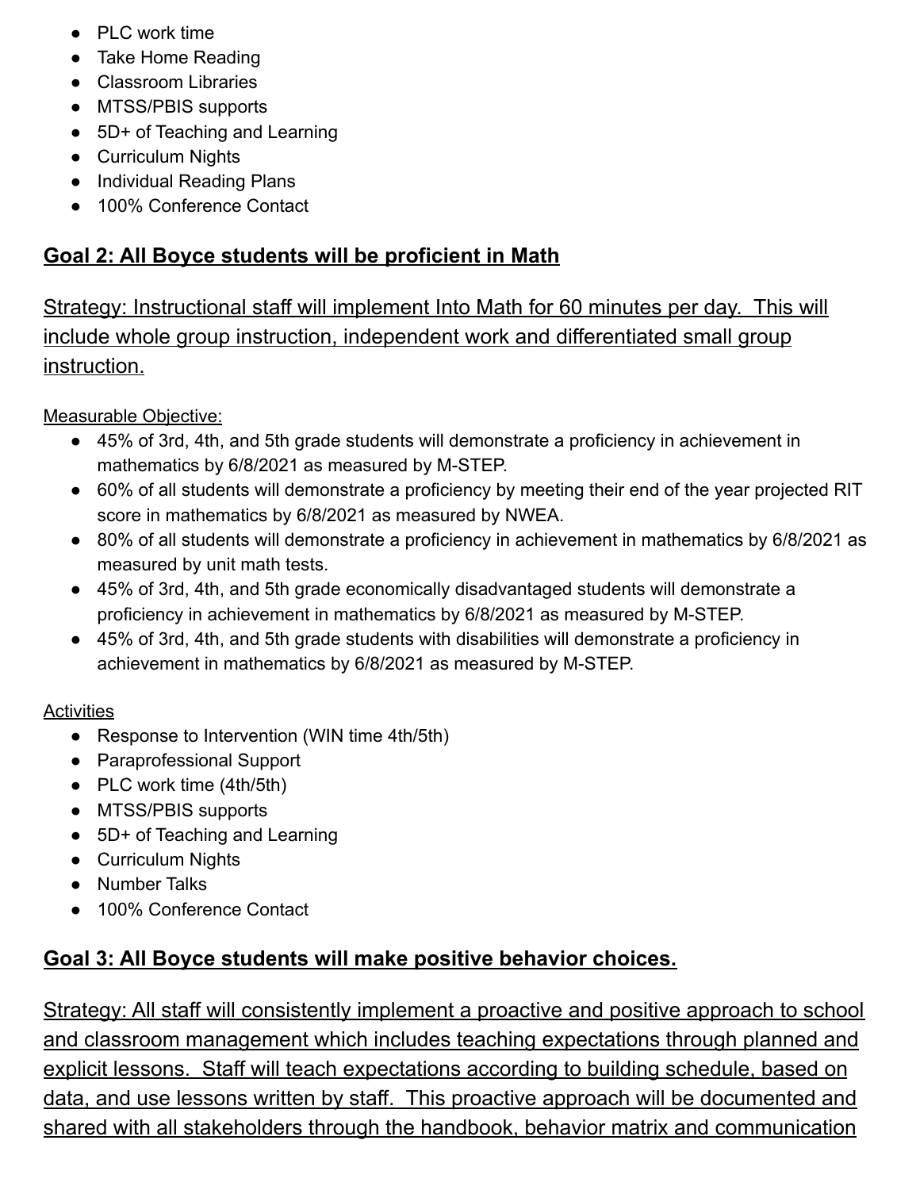- PLC work time
- Take Home Reading
- Classroom Libraries
- MTSS/PBIS supports
- 5D+ of Teaching and Learning
- Curriculum Nights
- Individual Reading Plans
- 100% Conference Contact

## Goal 2: All Boyce students will be proficient in Math

Strategy: Instructional staff will implement Into Math for 60 minutes per day. This will include whole group instruction, independent work and differentiated small group instruction.

Measurable Objective:

- 45% of 3rd, 4th, and 5th grade students will demonstrate a proficiency in achievement in mathematics by 6/8/2021 as measured by M-STEP.
- 60% of all students will demonstrate a proficiency by meeting their end of the year projected RIT score in mathematics by 6/8/2021 as measured by NWEA.
- 80% of all students will demonstrate a proficiency in achievement in mathematics by 6/8/2021 as measured by unit math tests.
- 45% of 3rd, 4th, and 5th grade economically disadvantaged students will demonstrate a proficiency in achievement in mathematics by 6/8/2021 as measured by M-STEP.
- 45% of 3rd, 4th, and 5th grade students with disabilities will demonstrate a proficiency in achievement in mathematics by 6/8/2021 as measured by M-STEP.

Activities

- Response to Intervention (WIN time 4th/5th)
- Paraprofessional Support
- PLC work time (4th/5th)
- MTSS/PBIS supports
- 5D+ of Teaching and Learning
- Curriculum Nights
- Number Talks
- 100% Conference Contact

## Goal 3: All Boyce students will make positive behavior choices.

Strategy: All staff will consistently implement a proactive and positive approach to school and classroom management which includes teaching expectations through planned and explicit lessons. Staff will teach expectations according to building schedule, based on data, and use lessons written by staff. This proactive approach will be documented and shared with all stakeholders through the handbook, behavior matrix and communication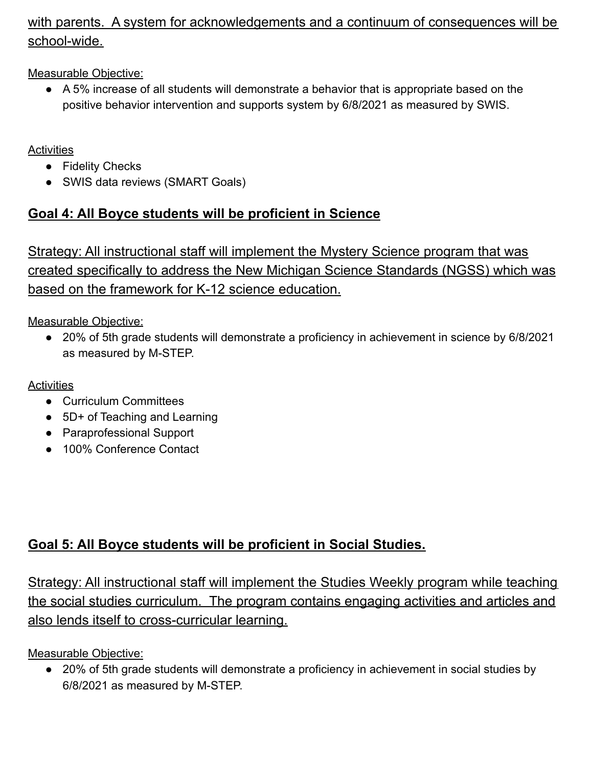with parents. A system for acknowledgements and a continuum of consequences will be school-wide.

Measurable Objective:

- A 5% increase of all students will demonstrate a behavior that is appropriate based on the positive behavior intervention and supports system by 6/8/2021 as measured by SWIS.

Activities

- Fidelity Checks
- SWIS data reviews (SMART Goals)

## Goal 4: All Boyce students will be proficient in Science

Strategy: All instructional staff will implement the Mystery Science program that was created specifically to address the New Michigan Science Standards (NGSS) which was based on the framework for K-12 science education.

Measurable Objective:

- 20% of 5th grade students will demonstrate a proficiency in achievement in science by 6/8/2021 as measured by M-STEP.

Activities

- Curriculum Committees
- 5D+ of Teaching and Learning
- Paraprofessional Support
- 100% Conference Contact

## Goal 5: All Boyce students will be proficient in Social Studies.

Strategy: All instructional staff will implement the Studies Weekly program while teaching the social studies curriculum. The program contains engaging activities and articles and also lends itself to cross-curricular learning.

Measurable Objective:

- 20% of 5th grade students will demonstrate a proficiency in achievement in social studies by 6/8/2021 as measured by M-STEP.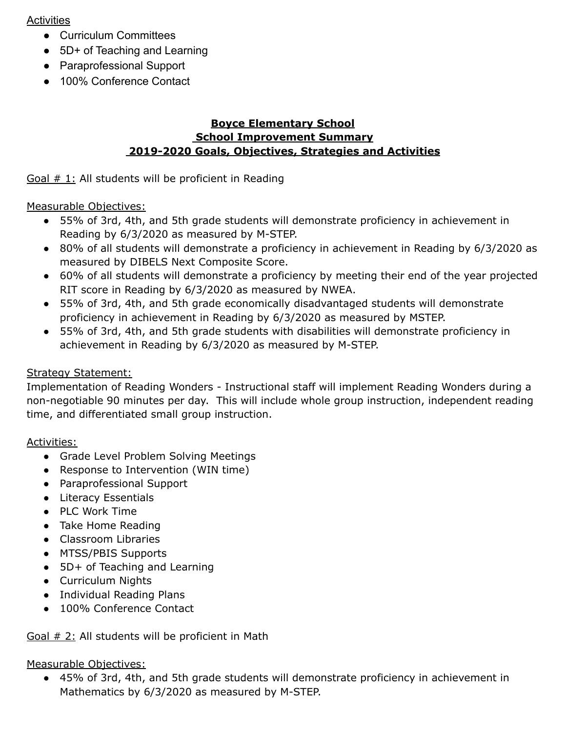Activities

- Curriculum Committees
- 5D+ of Teaching and Learning
- Paraprofessional Support
- 100% Conference Contact

**Boyce Elementary School**
**School Improvement Summary**
**2019-2020 Goals, Objectives, Strategies and Activities**

Goal # 1: All students will be proficient in Reading

Measurable Objectives:

- 55% of 3rd, 4th, and 5th grade students will demonstrate proficiency in achievement in Reading by 6/3/2020 as measured by M-STEP.
- 80% of all students will demonstrate a proficiency in achievement in Reading by 6/3/2020 as measured by DIBELS Next Composite Score.
- 60% of all students will demonstrate a proficiency by meeting their end of the year projected RIT score in Reading by 6/3/2020 as measured by NWEA.
- 55% of 3rd, 4th, and 5th grade economically disadvantaged students will demonstrate proficiency in achievement in Reading by 6/3/2020 as measured by MSTEP.
- 55% of 3rd, 4th, and 5th grade students with disabilities will demonstrate proficiency in achievement in Reading by 6/3/2020 as measured by M-STEP.

Strategy Statement:
Implementation of Reading Wonders - Instructional staff will implement Reading Wonders during a non-negotiable 90 minutes per day. This will include whole group instruction, independent reading time, and differentiated small group instruction.

Activities:

- Grade Level Problem Solving Meetings
- Response to Intervention (WIN time)
- Paraprofessional Support
- Literacy Essentials
- PLC Work Time
- Take Home Reading
- Classroom Libraries
- MTSS/PBIS Supports
- 5D+ of Teaching and Learning
- Curriculum Nights
- Individual Reading Plans
- 100% Conference Contact

Goal # 2: All students will be proficient in Math

Measurable Objectives:

- 45% of 3rd, 4th, and 5th grade students will demonstrate proficiency in achievement in Mathematics by 6/3/2020 as measured by M-STEP.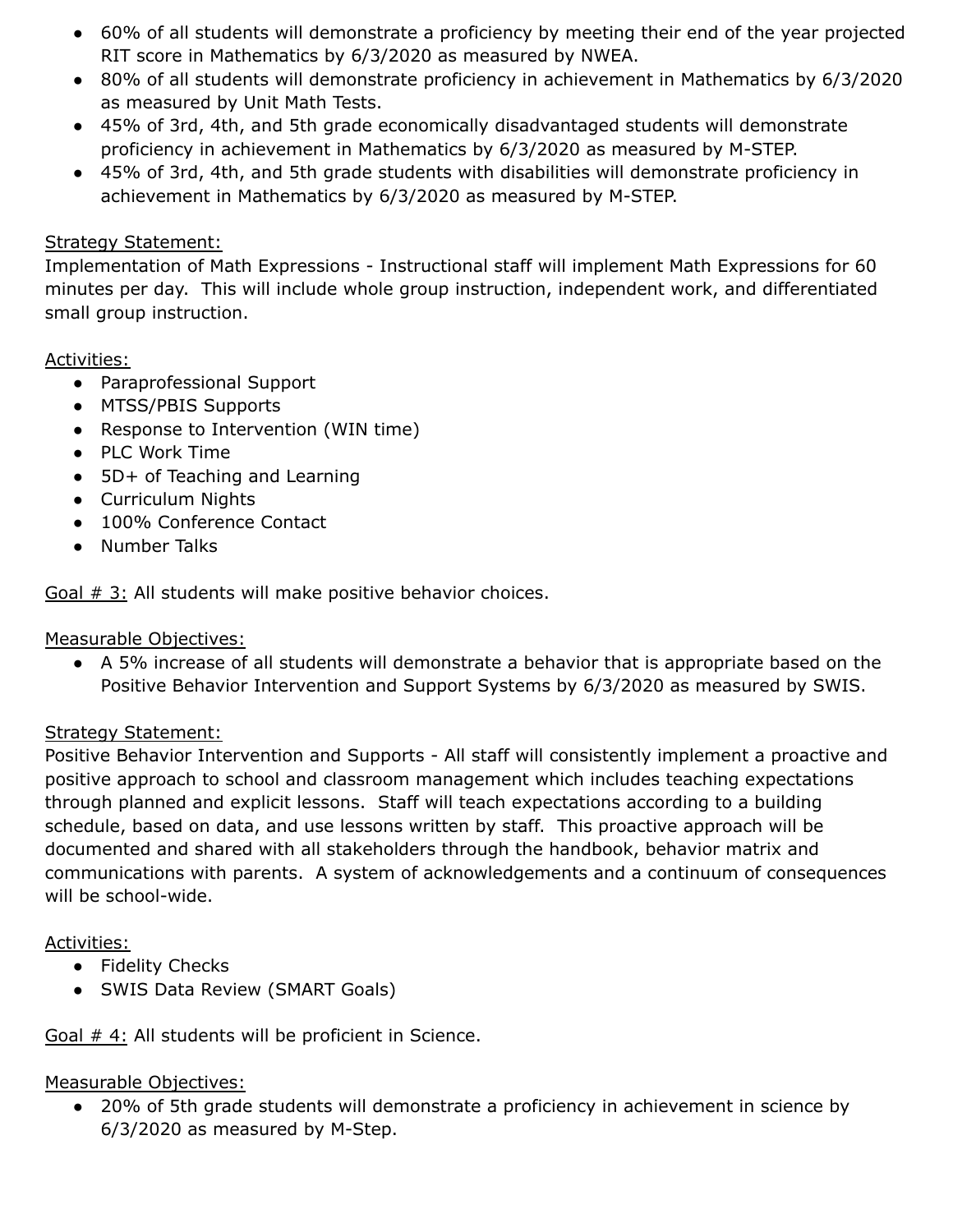- 60% of all students will demonstrate a proficiency by meeting their end of the year projected RIT score in Mathematics by 6/3/2020 as measured by NWEA.
- 80% of all students will demonstrate proficiency in achievement in Mathematics by 6/3/2020 as measured by Unit Math Tests.
- 45% of 3rd, 4th, and 5th grade economically disadvantaged students will demonstrate proficiency in achievement in Mathematics by 6/3/2020 as measured by M-STEP.
- 45% of 3rd, 4th, and 5th grade students with disabilities will demonstrate proficiency in achievement in Mathematics by 6/3/2020 as measured by M-STEP.

<u>Strategy Statement:</u>
Implementation of Math Expressions - Instructional staff will implement Math Expressions for 60 minutes per day. This will include whole group instruction, independent work, and differentiated small group instruction.

<u>Activities:</u>

- Paraprofessional Support
- MTSS/PBIS Supports
- Response to Intervention (WIN time)
- PLC Work Time
- 5D+ of Teaching and Learning
- Curriculum Nights
- 100% Conference Contact
- Number Talks

<u>Goal # 3:</u> All students will make positive behavior choices.

<u>Measurable Objectives:</u>

- A 5% increase of all students will demonstrate a behavior that is appropriate based on the Positive Behavior Intervention and Support Systems by 6/3/2020 as measured by SWIS.

<u>Strategy Statement:</u>
Positive Behavior Intervention and Supports - All staff will consistently implement a proactive and positive approach to school and classroom management which includes teaching expectations through planned and explicit lessons. Staff will teach expectations according to a building schedule, based on data, and use lessons written by staff. This proactive approach will be documented and shared with all stakeholders through the handbook, behavior matrix and communications with parents. A system of acknowledgements and a continuum of consequences will be school-wide.

<u>Activities:</u>

- Fidelity Checks
- SWIS Data Review (SMART Goals)

<u>Goal # 4:</u> All students will be proficient in Science.

<u>Measurable Objectives:</u>

- 20% of 5th grade students will demonstrate a proficiency in achievement in science by 6/3/2020 as measured by M-Step.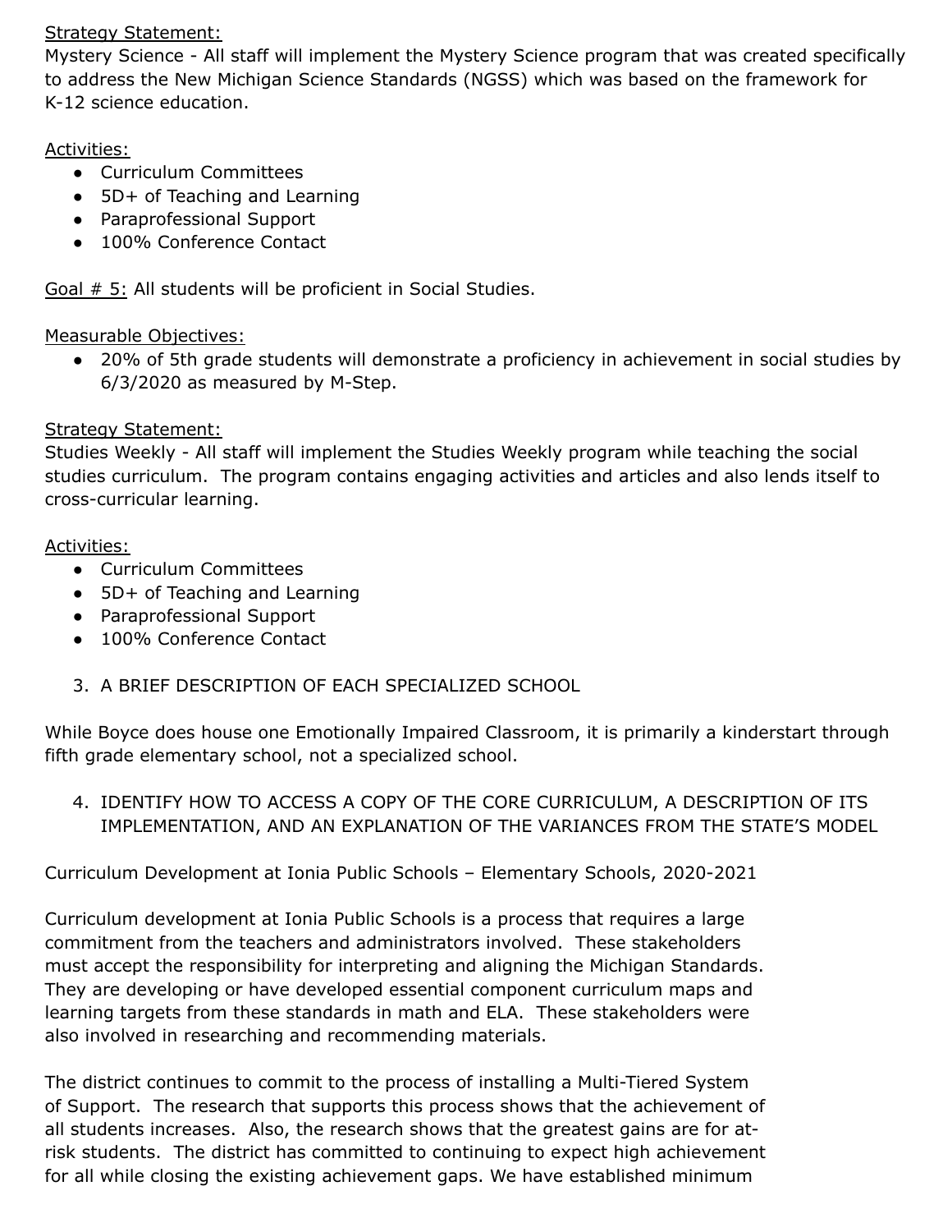Strategy Statement:
Mystery Science - All staff will implement the Mystery Science program that was created specifically to address the New Michigan Science Standards (NGSS) which was based on the framework for K-12 science education.

Activities:

- Curriculum Committees
- 5D+ of Teaching and Learning
- Paraprofessional Support
- 100% Conference Contact

Goal # 5: All students will be proficient in Social Studies.

Measurable Objectives:

- 20% of 5th grade students will demonstrate a proficiency in achievement in social studies by 6/3/2020 as measured by M-Step.

Strategy Statement:
Studies Weekly - All staff will implement the Studies Weekly program while teaching the social studies curriculum. The program contains engaging activities and articles and also lends itself to cross-curricular learning.

Activities:

- Curriculum Committees
- 5D+ of Teaching and Learning
- Paraprofessional Support
- 100% Conference Contact

3. A BRIEF DESCRIPTION OF EACH SPECIALIZED SCHOOL

While Boyce does house one Emotionally Impaired Classroom, it is primarily a kinderstart through fifth grade elementary school, not a specialized school.

4. IDENTIFY HOW TO ACCESS A COPY OF THE CORE CURRICULUM, A DESCRIPTION OF ITS IMPLEMENTATION, AND AN EXPLANATION OF THE VARIANCES FROM THE STATE'S MODEL

Curriculum Development at Ionia Public Schools – Elementary Schools, 2020-2021

Curriculum development at Ionia Public Schools is a process that requires a large commitment from the teachers and administrators involved. These stakeholders must accept the responsibility for interpreting and aligning the Michigan Standards. They are developing or have developed essential component curriculum maps and learning targets from these standards in math and ELA. These stakeholders were also involved in researching and recommending materials.

The district continues to commit to the process of installing a Multi-Tiered System of Support. The research that supports this process shows that the achievement of all students increases. Also, the research shows that the greatest gains are for at-risk students. The district has committed to continuing to expect high achievement for all while closing the existing achievement gaps. We have established minimum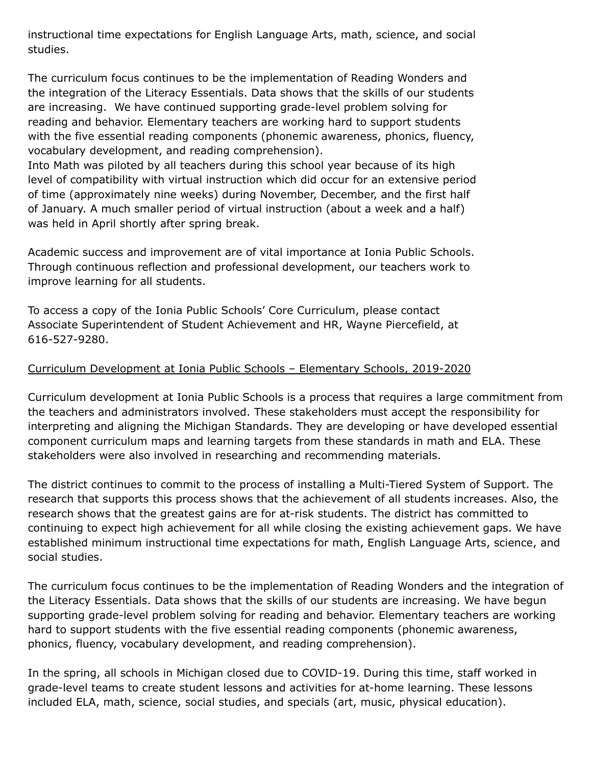instructional time expectations for English Language Arts, math, science, and social studies.

The curriculum focus continues to be the implementation of Reading Wonders and the integration of the Literacy Essentials. Data shows that the skills of our students are increasing.  We have continued supporting grade-level problem solving for reading and behavior. Elementary teachers are working hard to support students with the five essential reading components (phonemic awareness, phonics, fluency, vocabulary development, and reading comprehension).
Into Math was piloted by all teachers during this school year because of its high level of compatibility with virtual instruction which did occur for an extensive period of time (approximately nine weeks) during November, December, and the first half of January. A much smaller period of virtual instruction (about a week and a half) was held in April shortly after spring break.

Academic success and improvement are of vital importance at Ionia Public Schools. Through continuous reflection and professional development, our teachers work to improve learning for all students.

To access a copy of the Ionia Public Schools' Core Curriculum, please contact Associate Superintendent of Student Achievement and HR, Wayne Piercefield, at 616-527-9280.

Curriculum Development at Ionia Public Schools – Elementary Schools, 2019-2020

Curriculum development at Ionia Public Schools is a process that requires a large commitment from the teachers and administrators involved. These stakeholders must accept the responsibility for interpreting and aligning the Michigan Standards. They are developing or have developed essential component curriculum maps and learning targets from these standards in math and ELA. These stakeholders were also involved in researching and recommending materials.

The district continues to commit to the process of installing a Multi-Tiered System of Support. The research that supports this process shows that the achievement of all students increases. Also, the research shows that the greatest gains are for at-risk students. The district has committed to continuing to expect high achievement for all while closing the existing achievement gaps. We have established minimum instructional time expectations for math, English Language Arts, science, and social studies.

The curriculum focus continues to be the implementation of Reading Wonders and the integration of the Literacy Essentials. Data shows that the skills of our students are increasing. We have begun supporting grade-level problem solving for reading and behavior. Elementary teachers are working hard to support students with the five essential reading components (phonemic awareness, phonics, fluency, vocabulary development, and reading comprehension).

In the spring, all schools in Michigan closed due to COVID-19. During this time, staff worked in grade-level teams to create student lessons and activities for at-home learning. These lessons included ELA, math, science, social studies, and specials (art, music, physical education).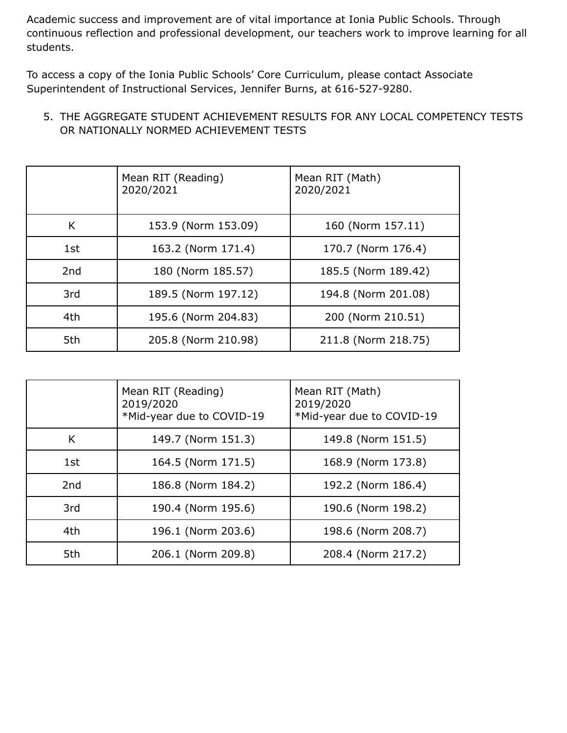Academic success and improvement are of vital importance at Ionia Public Schools. Through continuous reflection and professional development, our teachers work to improve learning for all students.

To access a copy of the Ionia Public Schools' Core Curriculum, please contact Associate Superintendent of Instructional Services, Jennifer Burns, at 616-527-9280.

5. THE AGGREGATE STUDENT ACHIEVEMENT RESULTS FOR ANY LOCAL COMPETENCY TESTS OR NATIONALLY NORMED ACHIEVEMENT TESTS

| | Mean RIT (Reading) 2020/2021 | Mean RIT (Math) 2020/2021 |
|---|---|---|
| K | 153.9 (Norm 153.09) | 160 (Norm 157.11) |
| 1st | 163.2 (Norm 171.4) | 170.7 (Norm 176.4) |
| 2nd | 180 (Norm 185.57) | 185.5 (Norm 189.42) |
| 3rd | 189.5 (Norm 197.12) | 194.8 (Norm 201.08) |
| 4th | 195.6 (Norm 204.83) | 200 (Norm 210.51) |
| 5th | 205.8 (Norm 210.98) | 211.8 (Norm 218.75) |

| | Mean RIT (Reading) 2019/2020 *Mid-year due to COVID-19 | Mean RIT (Math) 2019/2020 *Mid-year due to COVID-19 |
|---|---|---|
| K | 149.7 (Norm 151.3) | 149.8 (Norm 151.5) |
| 1st | 164.5 (Norm 171.5) | 168.9 (Norm 173.8) |
| 2nd | 186.8 (Norm 184.2) | 192.2 (Norm 186.4) |
| 3rd | 190.4 (Norm 195.6) | 190.6 (Norm 198.2) |
| 4th | 196.1 (Norm 203.6) | 198.6 (Norm 208.7) |
| 5th | 206.1 (Norm 209.8) | 208.4 (Norm 217.2) |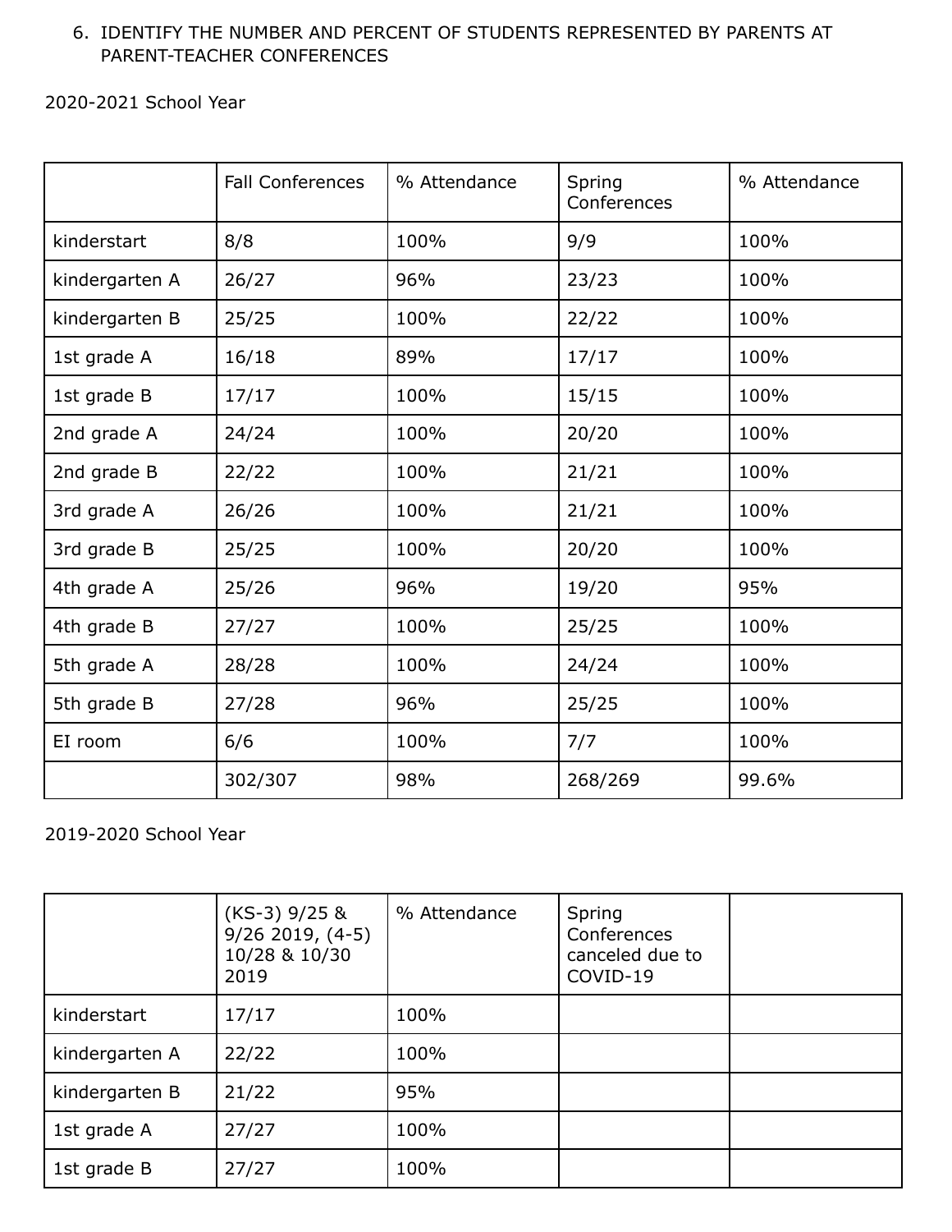6. IDENTIFY THE NUMBER AND PERCENT OF STUDENTS REPRESENTED BY PARENTS AT PARENT-TEACHER CONFERENCES

2020-2021 School Year

| | Fall Conferences | % Attendance | Spring Conferences | % Attendance |
|---|---|---|---|---|
| kinderstart | 8/8 | 100% | 9/9 | 100% |
| kindergarten A | 26/27 | 96% | 23/23 | 100% |
| kindergarten B | 25/25 | 100% | 22/22 | 100% |
| 1st grade A | 16/18 | 89% | 17/17 | 100% |
| 1st grade B | 17/17 | 100% | 15/15 | 100% |
| 2nd grade A | 24/24 | 100% | 20/20 | 100% |
| 2nd grade B | 22/22 | 100% | 21/21 | 100% |
| 3rd grade A | 26/26 | 100% | 21/21 | 100% |
| 3rd grade B | 25/25 | 100% | 20/20 | 100% |
| 4th grade A | 25/26 | 96% | 19/20 | 95% |
| 4th grade B | 27/27 | 100% | 25/25 | 100% |
| 5th grade A | 28/28 | 100% | 24/24 | 100% |
| 5th grade B | 27/28 | 96% | 25/25 | 100% |
| EI room | 6/6 | 100% | 7/7 | 100% |
| | 302/307 | 98% | 268/269 | 99.6% |

2019-2020 School Year

| | (KS-3) 9/25 & 9/26 2019, (4-5) 10/28 & 10/30 2019 | % Attendance | Spring Conferences canceled due to COVID-19 | |
|---|---|---|---|---|
| kinderstart | 17/17 | 100% | | |
| kindergarten A | 22/22 | 100% | | |
| kindergarten B | 21/22 | 95% | | |
| 1st grade A | 27/27 | 100% | | |
| 1st grade B | 27/27 | 100% | | |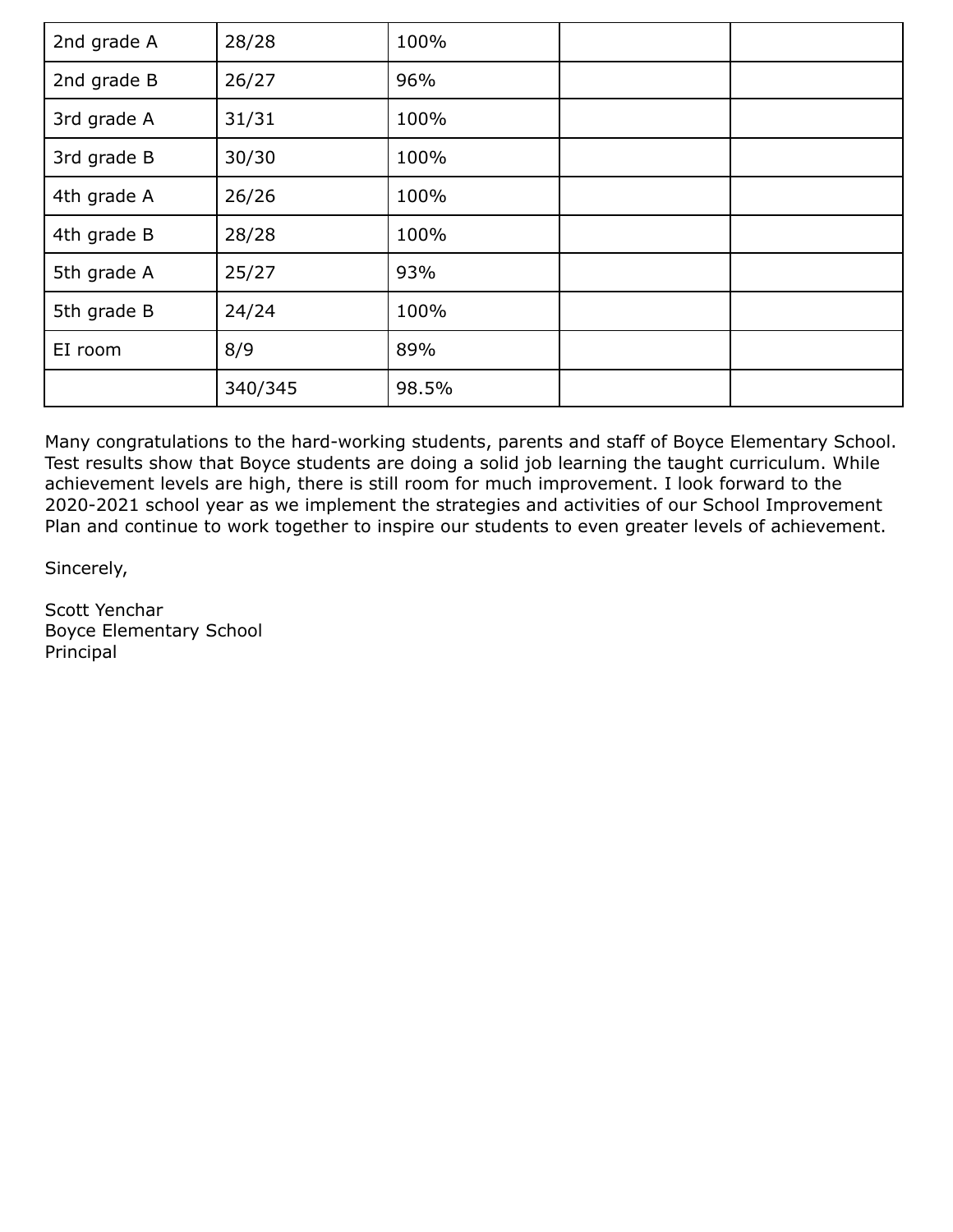| | | | | |
|---|---|---|---|---|
| 2nd grade A | 28/28 | 100% | | |
| 2nd grade B | 26/27 | 96% | | |
| 3rd grade A | 31/31 | 100% | | |
| 3rd grade B | 30/30 | 100% | | |
| 4th grade A | 26/26 | 100% | | |
| 4th grade B | 28/28 | 100% | | |
| 5th grade A | 25/27 | 93% | | |
| 5th grade B | 24/24 | 100% | | |
| EI room | 8/9 | 89% | | |
| | 340/345 | 98.5% | | |

Many congratulations to the hard-working students, parents and staff of Boyce Elementary School. Test results show that Boyce students are doing a solid job learning the taught curriculum. While achievement levels are high, there is still room for much improvement. I look forward to the 2020-2021 school year as we implement the strategies and activities of our School Improvement Plan and continue to work together to inspire our students to even greater levels of achievement.

Sincerely,

Scott Yenchar
Boyce Elementary School
Principal